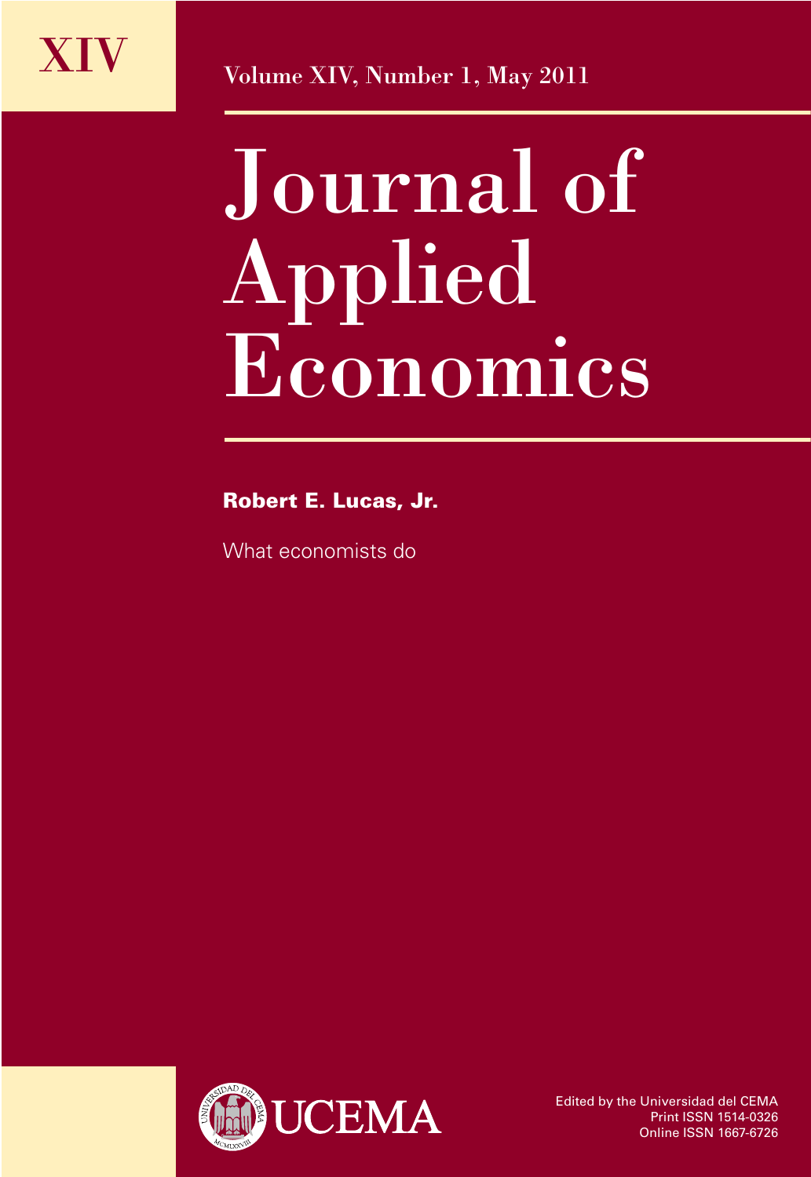XIV

Volume XIV, Number 1, May 2011

# Journal of Applied Economics

**Robert E. Lucas, Jr.**

What economists do

UCEMA

Edited by the Universidad del CEMA
Print ISSN 1514-0326
Online ISSN 1667-6726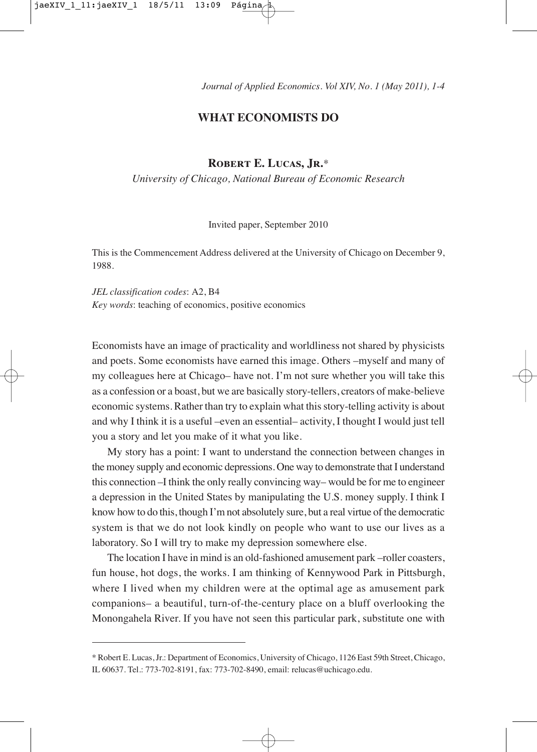# WHAT ECONOMISTS DO

## Robert E. Lucas, Jr.*

*University of Chicago, National Bureau of Economic Research*

Invited paper, September 2010

This is the Commencement Address delivered at the University of Chicago on December 9, 1988.

*JEL classification codes*: A2, B4
*Key words*: teaching of economics, positive economics

Economists have an image of practicality and worldliness not shared by physicists and poets. Some economists have earned this image. Others –myself and many of my colleagues here at Chicago– have not. I'm not sure whether you will take this as a confession or a boast, but we are basically story-tellers, creators of make-believe economic systems. Rather than try to explain what this story-telling activity is about and why I think it is a useful –even an essential– activity, I thought I would just tell you a story and let you make of it what you like.

My story has a point: I want to understand the connection between changes in the money supply and economic depressions. One way to demonstrate that I understand this connection –I think the only really convincing way– would be for me to engineer a depression in the United States by manipulating the U.S. money supply. I think I know how to do this, though I'm not absolutely sure, but a real virtue of the democratic system is that we do not look kindly on people who want to use our lives as a laboratory. So I will try to make my depression somewhere else.

The location I have in mind is an old-fashioned amusement park –roller coasters, fun house, hot dogs, the works. I am thinking of Kennywood Park in Pittsburgh, where I lived when my children were at the optimal age as amusement park companions– a beautiful, turn-of-the-century place on a bluff overlooking the Monongahela River. If you have not seen this particular park, substitute one with

* Robert E. Lucas, Jr.: Department of Economics, University of Chicago, 1126 East 59th Street, Chicago, IL 60637. Tel.: 773-702-8191, fax: 773-702-8490, email: relucas@uchicago.edu.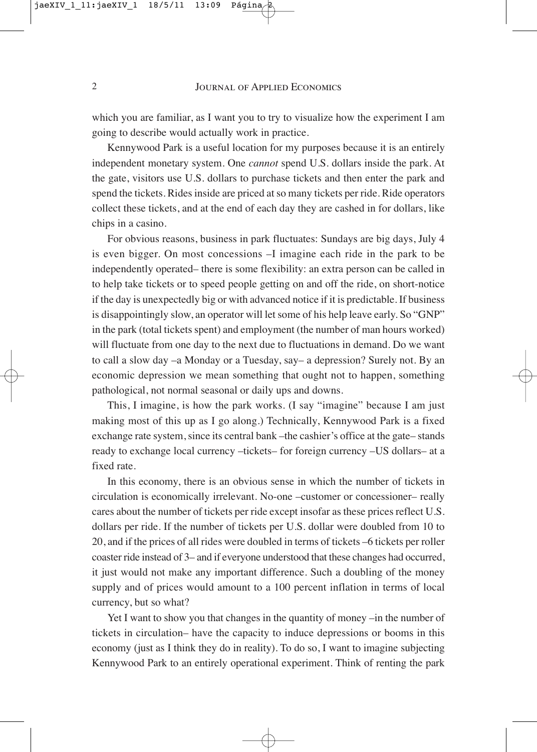which you are familiar, as I want you to try to visualize how the experiment I am going to describe would actually work in practice.

Kennywood Park is a useful location for my purposes because it is an entirely independent monetary system. One *cannot* spend U.S. dollars inside the park. At the gate, visitors use U.S. dollars to purchase tickets and then enter the park and spend the tickets. Rides inside are priced at so many tickets per ride. Ride operators collect these tickets, and at the end of each day they are cashed in for dollars, like chips in a casino.

For obvious reasons, business in park fluctuates: Sundays are big days, July 4 is even bigger. On most concessions –I imagine each ride in the park to be independently operated– there is some flexibility: an extra person can be called in to help take tickets or to speed people getting on and off the ride, on short-notice if the day is unexpectedly big or with advanced notice if it is predictable. If business is disappointingly slow, an operator will let some of his help leave early. So "GNP" in the park (total tickets spent) and employment (the number of man hours worked) will fluctuate from one day to the next due to fluctuations in demand. Do we want to call a slow day –a Monday or a Tuesday, say– a depression? Surely not. By an economic depression we mean something that ought not to happen, something pathological, not normal seasonal or daily ups and downs.

This, I imagine, is how the park works. (I say "imagine" because I am just making most of this up as I go along.) Technically, Kennywood Park is a fixed exchange rate system, since its central bank –the cashier's office at the gate– stands ready to exchange local currency –tickets– for foreign currency –US dollars– at a fixed rate.

In this economy, there is an obvious sense in which the number of tickets in circulation is economically irrelevant. No-one –customer or concessioner– really cares about the number of tickets per ride except insofar as these prices reflect U.S. dollars per ride. If the number of tickets per U.S. dollar were doubled from 10 to 20, and if the prices of all rides were doubled in terms of tickets –6 tickets per roller coaster ride instead of 3– and if everyone understood that these changes had occurred, it just would not make any important difference. Such a doubling of the money supply and of prices would amount to a 100 percent inflation in terms of local currency, but so what?

Yet I want to show you that changes in the quantity of money –in the number of tickets in circulation– have the capacity to induce depressions or booms in this economy (just as I think they do in reality). To do so, I want to imagine subjecting Kennywood Park to an entirely operational experiment. Think of renting the park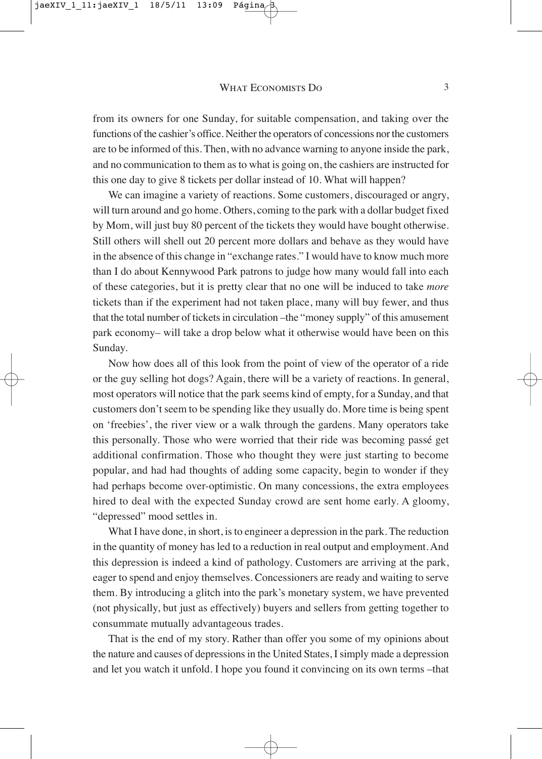from its owners for one Sunday, for suitable compensation, and taking over the functions of the cashier's office. Neither the operators of concessions nor the customers are to be informed of this. Then, with no advance warning to anyone inside the park, and no communication to them as to what is going on, the cashiers are instructed for this one day to give 8 tickets per dollar instead of 10. What will happen?

We can imagine a variety of reactions. Some customers, discouraged or angry, will turn around and go home. Others, coming to the park with a dollar budget fixed by Mom, will just buy 80 percent of the tickets they would have bought otherwise. Still others will shell out 20 percent more dollars and behave as they would have in the absence of this change in "exchange rates." I would have to know much more than I do about Kennywood Park patrons to judge how many would fall into each of these categories, but it is pretty clear that no one will be induced to take *more* tickets than if the experiment had not taken place, many will buy fewer, and thus that the total number of tickets in circulation –the "money supply" of this amusement park economy– will take a drop below what it otherwise would have been on this Sunday.

Now how does all of this look from the point of view of the operator of a ride or the guy selling hot dogs? Again, there will be a variety of reactions. In general, most operators will notice that the park seems kind of empty, for a Sunday, and that customers don't seem to be spending like they usually do. More time is being spent on 'freebies', the river view or a walk through the gardens. Many operators take this personally. Those who were worried that their ride was becoming passé get additional confirmation. Those who thought they were just starting to become popular, and had had thoughts of adding some capacity, begin to wonder if they had perhaps become over-optimistic. On many concessions, the extra employees hired to deal with the expected Sunday crowd are sent home early. A gloomy, "depressed" mood settles in.

What I have done, in short, is to engineer a depression in the park. The reduction in the quantity of money has led to a reduction in real output and employment. And this depression is indeed a kind of pathology. Customers are arriving at the park, eager to spend and enjoy themselves. Concessioners are ready and waiting to serve them. By introducing a glitch into the park's monetary system, we have prevented (not physically, but just as effectively) buyers and sellers from getting together to consummate mutually advantageous trades.

That is the end of my story. Rather than offer you some of my opinions about the nature and causes of depressions in the United States, I simply made a depression and let you watch it unfold. I hope you found it convincing on its own terms –that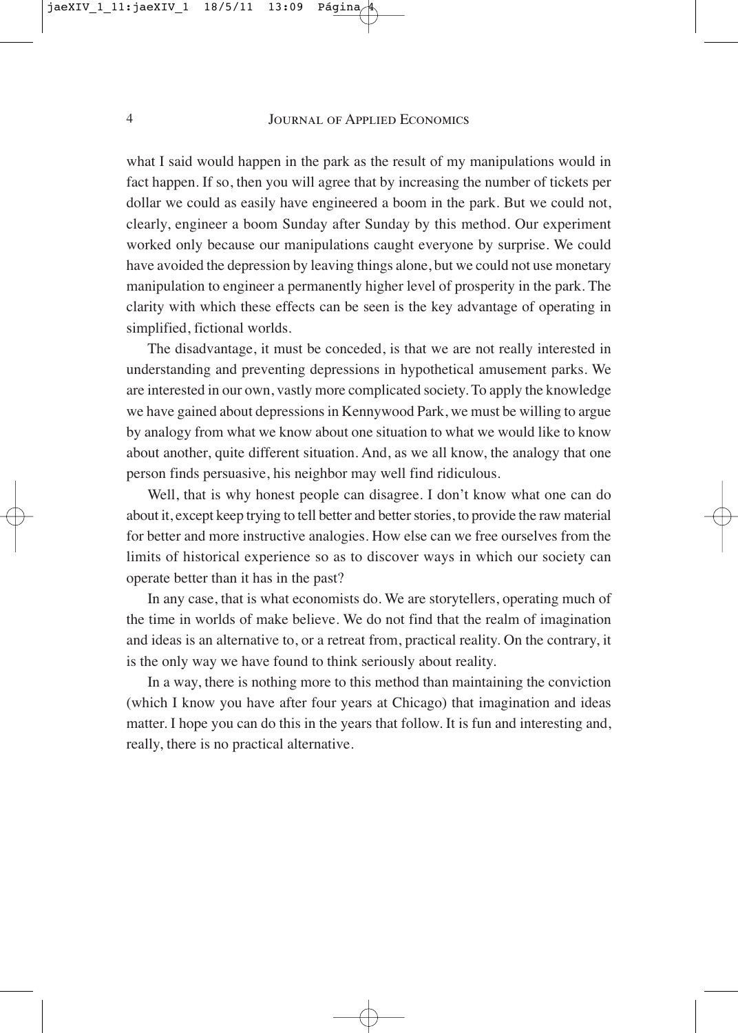what I said would happen in the park as the result of my manipulations would in fact happen. If so, then you will agree that by increasing the number of tickets per dollar we could as easily have engineered a boom in the park. But we could not, clearly, engineer a boom Sunday after Sunday by this method. Our experiment worked only because our manipulations caught everyone by surprise. We could have avoided the depression by leaving things alone, but we could not use monetary manipulation to engineer a permanently higher level of prosperity in the park. The clarity with which these effects can be seen is the key advantage of operating in simplified, fictional worlds.

The disadvantage, it must be conceded, is that we are not really interested in understanding and preventing depressions in hypothetical amusement parks. We are interested in our own, vastly more complicated society. To apply the knowledge we have gained about depressions in Kennywood Park, we must be willing to argue by analogy from what we know about one situation to what we would like to know about another, quite different situation. And, as we all know, the analogy that one person finds persuasive, his neighbor may well find ridiculous.

Well, that is why honest people can disagree. I don't know what one can do about it, except keep trying to tell better and better stories, to provide the raw material for better and more instructive analogies. How else can we free ourselves from the limits of historical experience so as to discover ways in which our society can operate better than it has in the past?

In any case, that is what economists do. We are storytellers, operating much of the time in worlds of make believe. We do not find that the realm of imagination and ideas is an alternative to, or a retreat from, practical reality. On the contrary, it is the only way we have found to think seriously about reality.

In a way, there is nothing more to this method than maintaining the conviction (which I know you have after four years at Chicago) that imagination and ideas matter. I hope you can do this in the years that follow. It is fun and interesting and, really, there is no practical alternative.